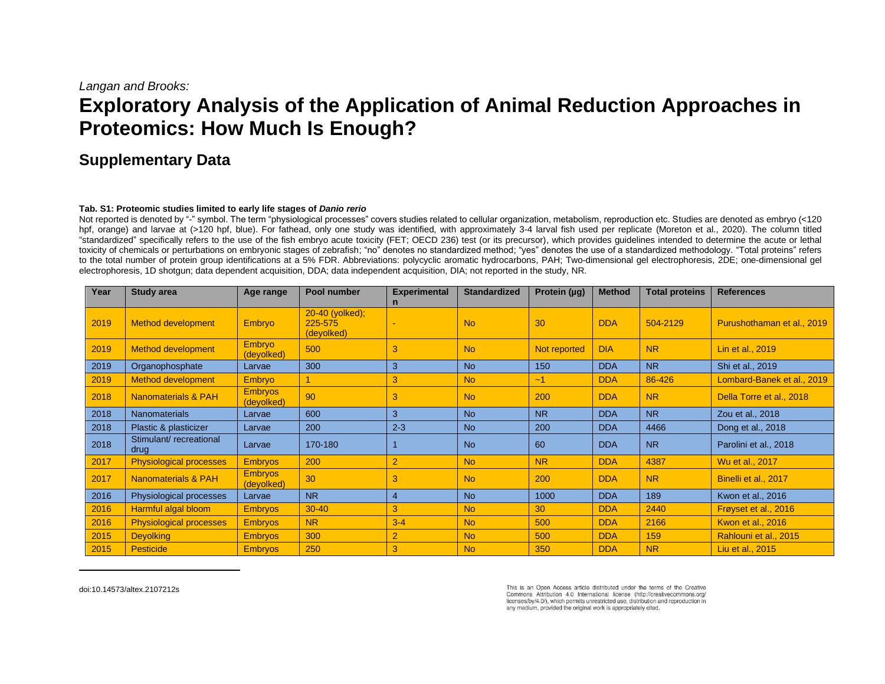*Langan and Brooks:*

# Exploratory Analysis of the Application of Animal Reduction Approaches in Proteomics: How Much Is Enough?

## Supplementary Data

**Tab. S1: Proteomic studies limited to early life stages of *Danio rerio***

Not reported is denoted by "-" symbol. The term "physiological processes" covers studies related to cellular organization, metabolism, reproduction etc. Studies are denoted as embryo (<120 hpf, orange) and larvae at (>120 hpf, blue). For fathead, only one study was identified, with approximately 3-4 larval fish used per replicate (Moreton et al., 2020). The column titled "standardized" specifically refers to the use of the fish embryo acute toxicity (FET; OECD 236) test (or its precursor), which provides guidelines intended to determine the acute or lethal toxicity of chemicals or perturbations on embryonic stages of zebrafish; "no" denotes no standardized method; "yes" denotes the use of a standardized methodology. "Total proteins" refers to the total number of protein group identifications at a 5% FDR. Abbreviations: polycyclic aromatic hydrocarbons, PAH; Two-dimensional gel electrophoresis, 2DE; one-dimensional gel electrophoresis, 1D shotgun; data dependent acquisition, DDA; data independent acquisition, DIA; not reported in the study, NR.

| Year | Study area | Age range | Pool number | Experimental n | Standardized | Protein (µg) | Method | Total proteins | References |
|---|---|---|---|---|---|---|---|---|---|
| 2019 | Method development | Embryo | 20-40 (yolked); 225-575 (deyolked) | - | No | 30 | DDA | 504-2129 | Purushothaman et al., 2019 |
| 2019 | Method development | Embryo (deyolked) | 500 | 3 | No | Not reported | DIA | NR | Lin et al., 2019 |
| 2019 | Organophosphate | Larvae | 300 | 3 | No | 150 | DDA | NR | Shi et al., 2019 |
| 2019 | Method development | Embryo | 1 | 3 | No | ~1 | DDA | 86-426 | Lombard-Banek et al., 2019 |
| 2018 | Nanomaterials & PAH | Embryos (deyolked) | 90 | 3 | No | 200 | DDA | NR | Della Torre et al., 2018 |
| 2018 | Nanomaterials | Larvae | 600 | 3 | No | NR | DDA | NR | Zou et al., 2018 |
| 2018 | Plastic & plasticizer | Larvae | 200 | 2-3 | No | 200 | DDA | 4466 | Dong et al., 2018 |
| 2018 | Stimulant/ recreational drug | Larvae | 170-180 | 1 | No | 60 | DDA | NR | Parolini et al., 2018 |
| 2017 | Physiological processes | Embryos | 200 | 2 | No | NR | DDA | 4387 | Wu et al., 2017 |
| 2017 | Nanomaterials & PAH | Embryos (deyolked) | 30 | 3 | No | 200 | DDA | NR | Binelli et al., 2017 |
| 2016 | Physiological processes | Larvae | NR | 4 | No | 1000 | DDA | 189 | Kwon et al., 2016 |
| 2016 | Harmful algal bloom | Embryos | 30-40 | 3 | No | 30 | DDA | 2440 | Frøyset et al., 2016 |
| 2016 | Physiological processes | Embryos | NR | 3-4 | No | 500 | DDA | 2166 | Kwon et al., 2016 |
| 2015 | Deyolking | Embryos | 300 | 2 | No | 500 | DDA | 159 | Rahlouni et al., 2015 |
| 2015 | Pesticide | Embryos | 250 | 3 | No | 350 | DDA | NR | Liu et al., 2015 |

doi:10.14573/altex.2107212s

This is an Open Access article distributed under the terms of the Creative Commons Attribution 4.0 International license (http://creativecommons.org/licenses/by/4.0/), which permits unrestricted use, distribution and reproduction in any medium, provided the original work is appropriately cited.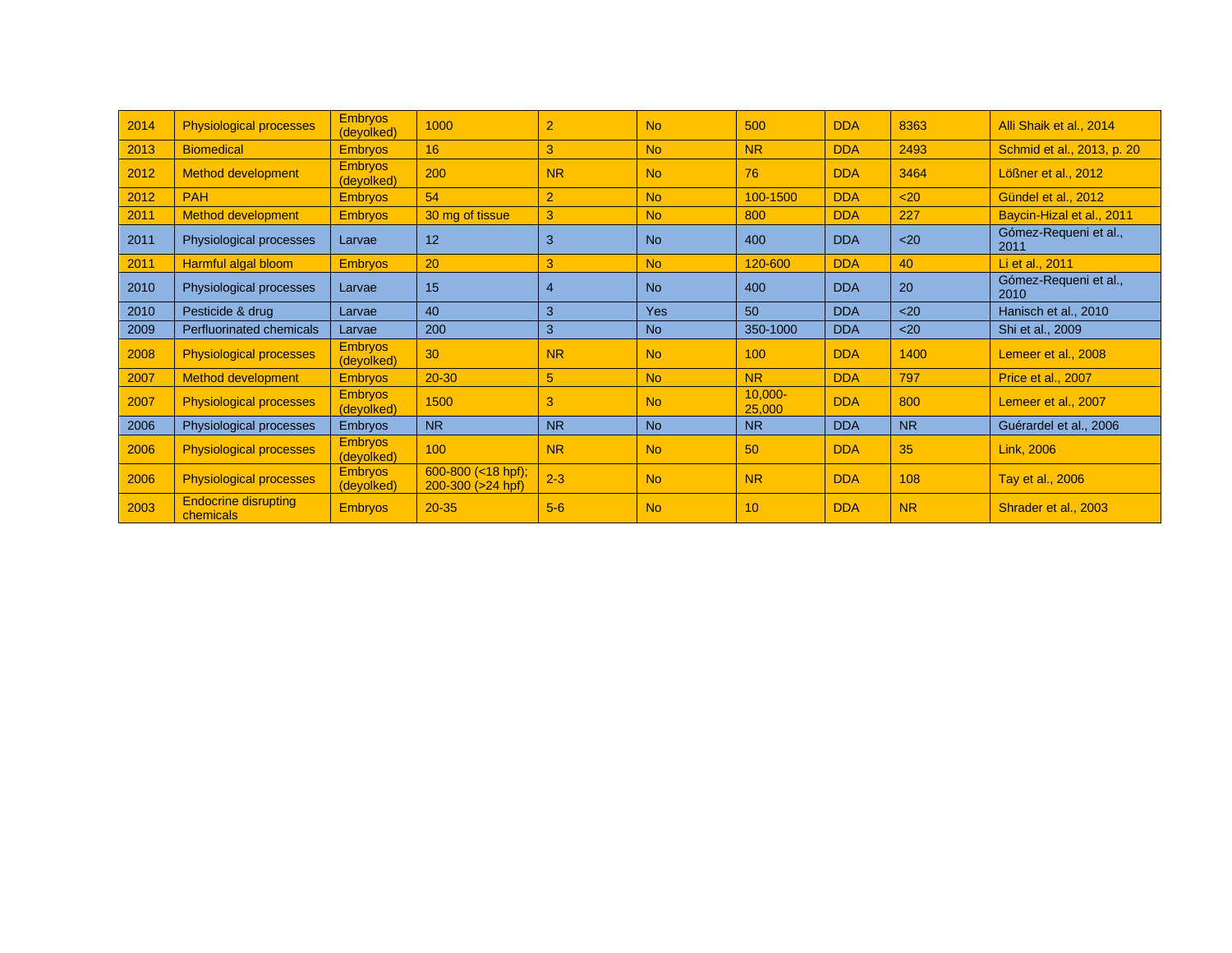| | | | | | | | | | |
|---|---|---|---|---|---|---|---|---|---|
| 2014 | Physiological processes | Embryos (deyolked) | 1000 | 2 | No | 500 | DDA | 8363 | Alli Shaik et al., 2014 |
| 2013 | Biomedical | Embryos | 16 | 3 | No | NR | DDA | 2493 | Schmid et al., 2013, p. 20 |
| 2012 | Method development | Embryos (deyolked) | 200 | NR | No | 76 | DDA | 3464 | Lößner et al., 2012 |
| 2012 | PAH | Embryos | 54 | 2 | No | 100-1500 | DDA | <20 | Gündel et al., 2012 |
| 2011 | Method development | Embryos | 30 mg of tissue | 3 | No | 800 | DDA | 227 | Baycin-Hizal et al., 2011 |
| 2011 | Physiological processes | Larvae | 12 | 3 | No | 400 | DDA | <20 | Gómez-Requeni et al., 2011 |
| 2011 | Harmful algal bloom | Embryos | 20 | 3 | No | 120-600 | DDA | 40 | Li et al., 2011 |
| 2010 | Physiological processes | Larvae | 15 | 4 | No | 400 | DDA | 20 | Gómez-Requeni et al., 2010 |
| 2010 | Pesticide & drug | Larvae | 40 | 3 | Yes | 50 | DDA | <20 | Hanisch et al., 2010 |
| 2009 | Perfluorinated chemicals | Larvae | 200 | 3 | No | 350-1000 | DDA | <20 | Shi et al., 2009 |
| 2008 | Physiological processes | Embryos (deyolked) | 30 | NR | No | 100 | DDA | 1400 | Lemeer et al., 2008 |
| 2007 | Method development | Embryos | 20-30 | 5 | No | NR | DDA | 797 | Price et al., 2007 |
| 2007 | Physiological processes | Embryos (deyolked) | 1500 | 3 | No | 10,000-25,000 | DDA | 800 | Lemeer et al., 2007 |
| 2006 | Physiological processes | Embryos | NR | NR | No | NR | DDA | NR | Guérardel et al., 2006 |
| 2006 | Physiological processes | Embryos (deyolked) | 100 | NR | No | 50 | DDA | 35 | Link, 2006 |
| 2006 | Physiological processes | Embryos (deyolked) | 600-800 (<18 hpf); 200-300 (>24 hpf) | 2-3 | No | NR | DDA | 108 | Tay et al., 2006 |
| 2003 | Endocrine disrupting chemicals | Embryos | 20-35 | 5-6 | No | 10 | DDA | NR | Shrader et al., 2003 |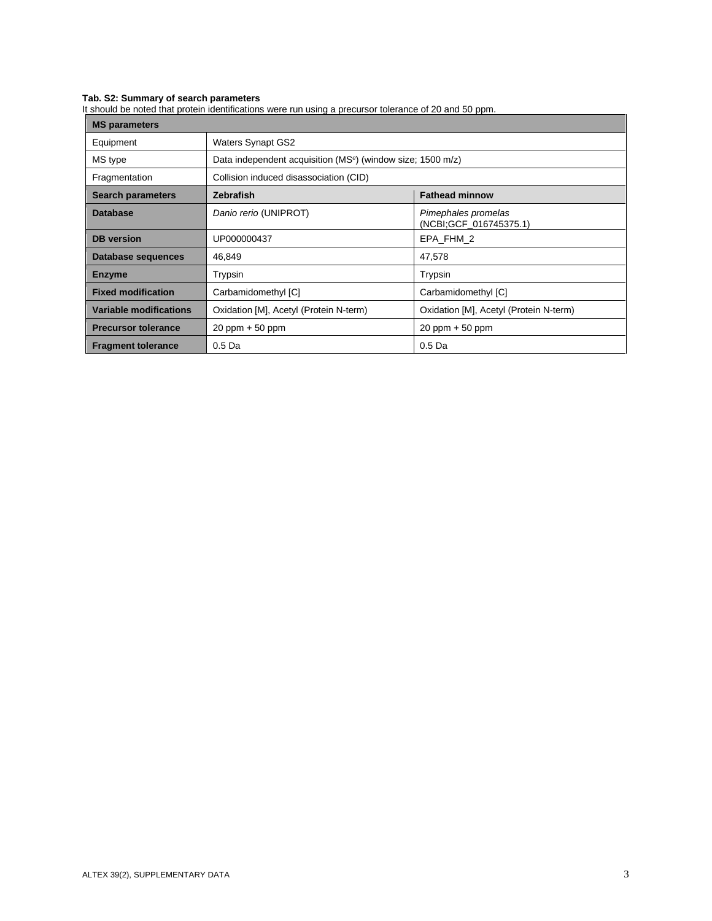**Tab. S2: Summary of search parameters**

It should be noted that protein identifications were run using a precursor tolerance of 20 and 50 ppm.

| **MS parameters** | | |
|---|---|---|
| Equipment | Waters Synapt GS2 | |
| MS type | Data independent acquisition ($MS^e$) (window size; 1500 m/z) | |
| Fragmentation | Collision induced disassociation (CID) | |
| **Search parameters** | **Zebrafish** | **Fathead minnow** |
| **Database** | *Danio rerio* (UNIPROT) | *Pimephales promelas* (NCBI;GCF_016745375.1) |
| **DB version** | UP000000437 | EPA_FHM_2 |
| **Database sequences** | 46,849 | 47,578 |
| **Enzyme** | Trypsin | Trypsin |
| **Fixed modification** | Carbamidomethyl [C] | Carbamidomethyl [C] |
| **Variable modifications** | Oxidation [M], Acetyl (Protein N-term) | Oxidation [M], Acetyl (Protein N-term) |
| **Precursor tolerance** | 20 ppm + 50 ppm | 20 ppm + 50 ppm |
| **Fragment tolerance** | 0.5 Da | 0.5 Da |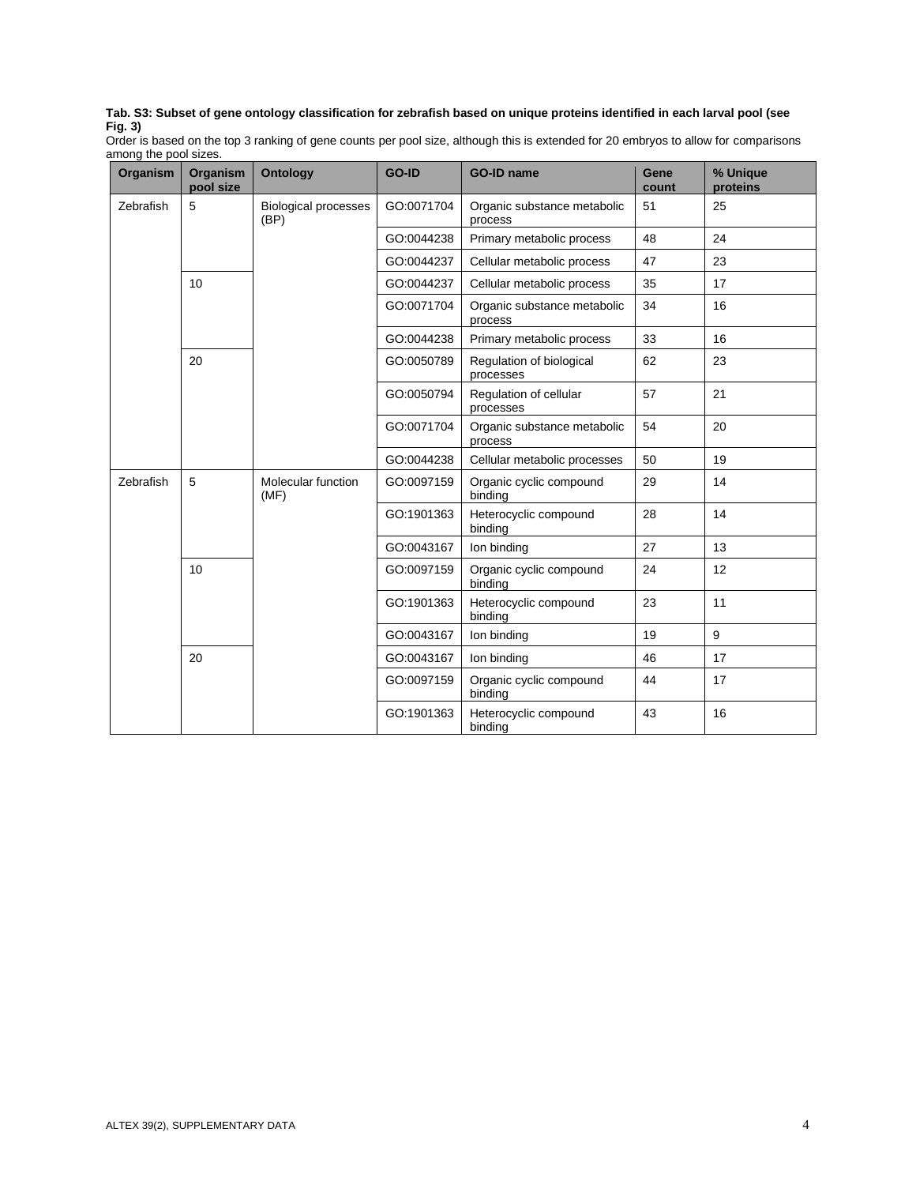**Tab. S3: Subset of gene ontology classification for zebrafish based on unique proteins identified in each larval pool (see Fig. 3)**

Order is based on the top 3 ranking of gene counts per pool size, although this is extended for 20 embryos to allow for comparisons among the pool sizes.

| Organism | Organism pool size | Ontology | GO-ID | GO-ID name | Gene count | % Unique proteins |
|---|---|---|---|---|---|---|
| Zebrafish | 5 | Biological processes (BP) | GO:0071704 | Organic substance metabolic process | 51 | 25 |
| | | | GO:0044238 | Primary metabolic process | 48 | 24 |
| | | | GO:0044237 | Cellular metabolic process | 47 | 23 |
| | 10 | | GO:0044237 | Cellular metabolic process | 35 | 17 |
| | | | GO:0071704 | Organic substance metabolic process | 34 | 16 |
| | | | GO:0044238 | Primary metabolic process | 33 | 16 |
| | 20 | | GO:0050789 | Regulation of biological processes | 62 | 23 |
| | | | GO:0050794 | Regulation of cellular processes | 57 | 21 |
| | | | GO:0071704 | Organic substance metabolic process | 54 | 20 |
| | | | GO:0044238 | Cellular metabolic processes | 50 | 19 |
| Zebrafish | 5 | Molecular function (MF) | GO:0097159 | Organic cyclic compound binding | 29 | 14 |
| | | | GO:1901363 | Heterocyclic compound binding | 28 | 14 |
| | | | GO:0043167 | Ion binding | 27 | 13 |
| | 10 | | GO:0097159 | Organic cyclic compound binding | 24 | 12 |
| | | | GO:1901363 | Heterocyclic compound binding | 23 | 11 |
| | | | GO:0043167 | Ion binding | 19 | 9 |
| | 20 | | GO:0043167 | Ion binding | 46 | 17 |
| | | | GO:0097159 | Organic cyclic compound binding | 44 | 17 |
| | | | GO:1901363 | Heterocyclic compound binding | 43 | 16 |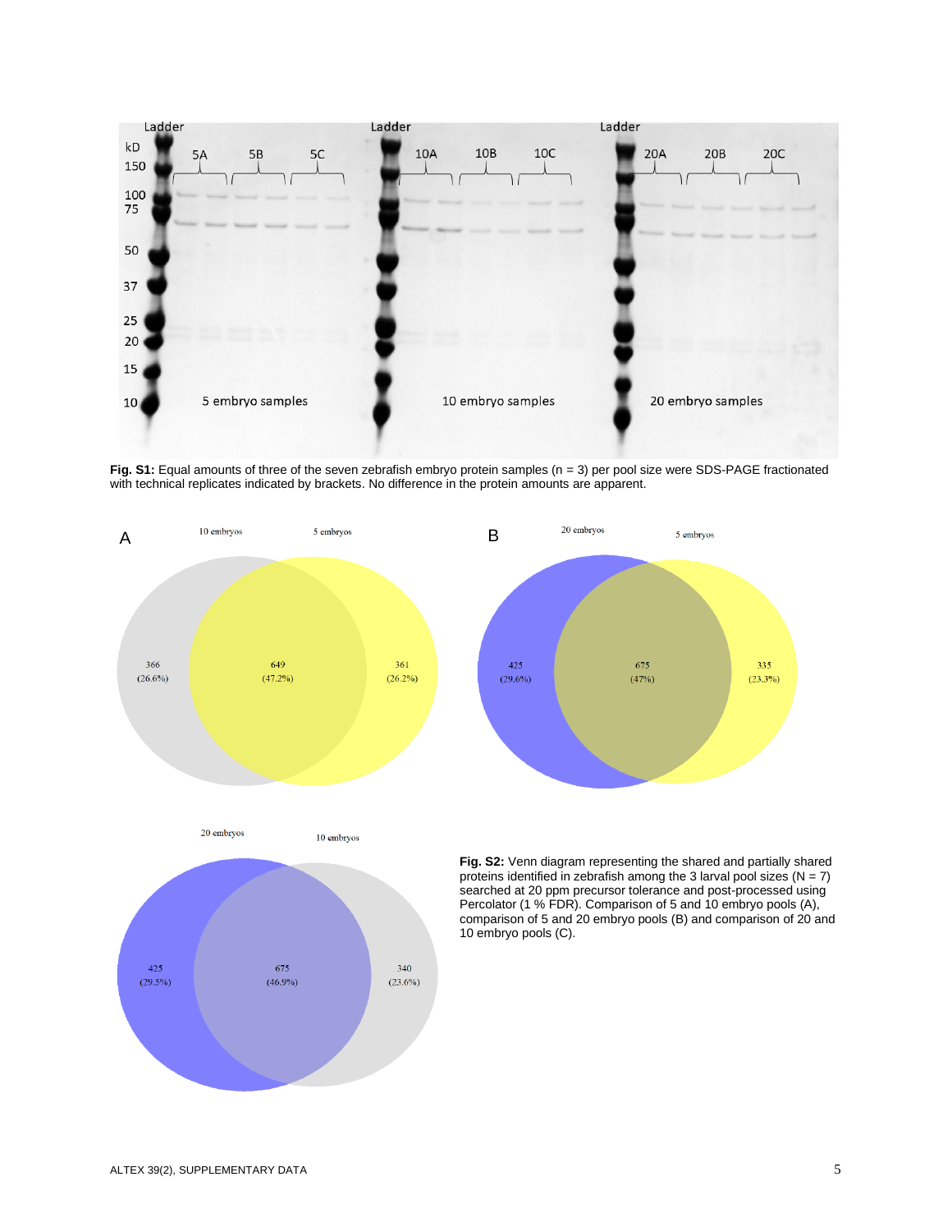**Fig. S1:** Equal amounts of three of the seven zebrafish embryo protein samples (n = 3) per pool size were SDS-PAGE fractionated with technical replicates indicated by brackets. No difference in the protein amounts are apparent.

**Fig. S2:** Venn diagram representing the shared and partially shared proteins identified in zebrafish among the 3 larval pool sizes (N = 7) searched at 20 ppm precursor tolerance and post-processed using Percolator (1 % FDR). Comparison of 5 and 10 embryo pools (A), comparison of 5 and 20 embryo pools (B) and comparison of 20 and 10 embryo pools (C).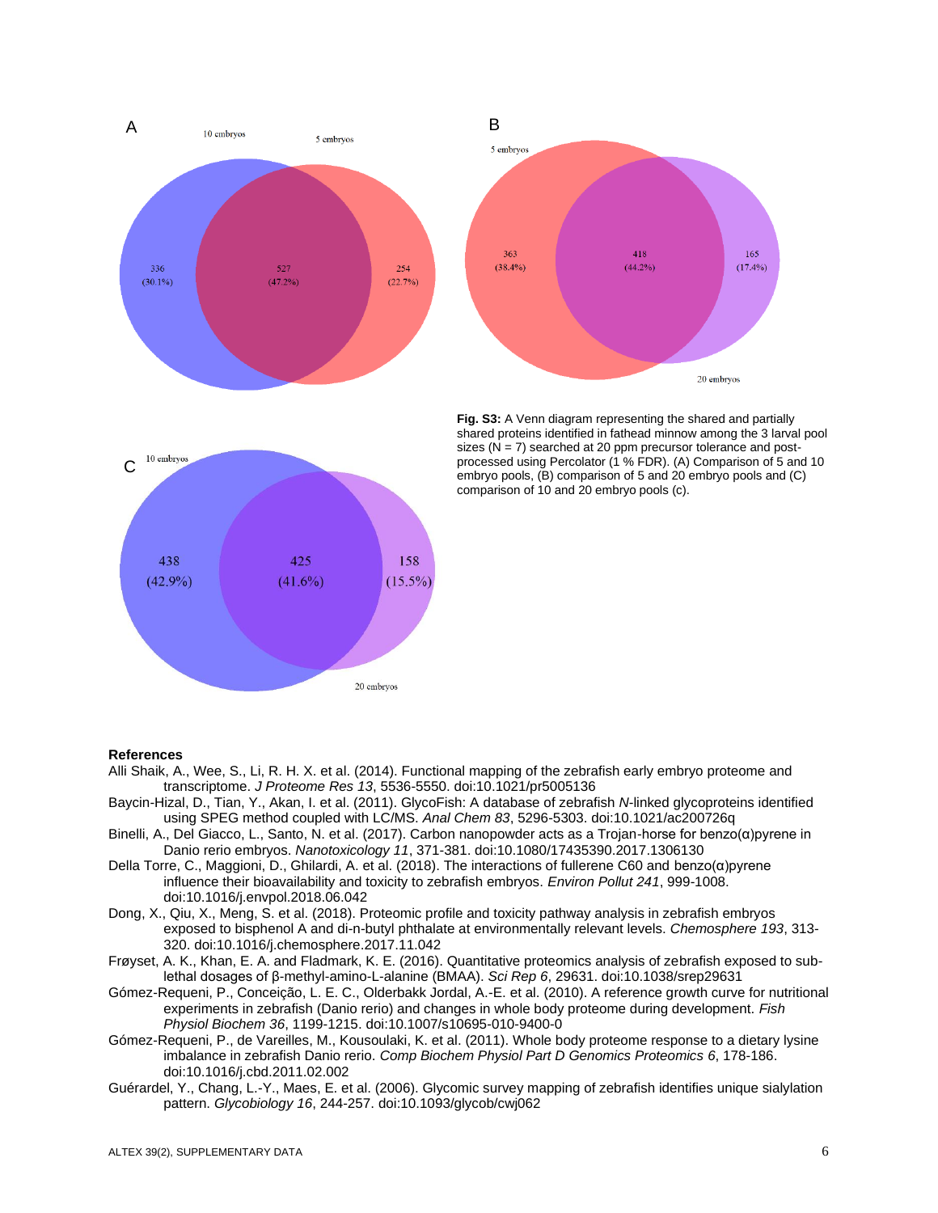**Fig. S3:** A Venn diagram representing the shared and partially shared proteins identified in fathead minnow among the 3 larval pool sizes (N = 7) searched at 20 ppm precursor tolerance and post-processed using Percolator (1 % FDR). (A) Comparison of 5 and 10 embryo pools, (B) comparison of 5 and 20 embryo pools and (C) comparison of 10 and 20 embryo pools (c).

## References

Alli Shaik, A., Wee, S., Li, R. H. X. et al. (2014). Functional mapping of the zebrafish early embryo proteome and transcriptome. *J Proteome Res 13*, 5536-5550. doi:10.1021/pr5005136

Baycin-Hizal, D., Tian, Y., Akan, I. et al. (2011). GlycoFish: A database of zebrafish *N*-linked glycoproteins identified using SPEG method coupled with LC/MS. *Anal Chem 83*, 5296-5303. doi:10.1021/ac200726q

Binelli, A., Del Giacco, L., Santo, N. et al. (2017). Carbon nanopowder acts as a Trojan-horse for benzo(α)pyrene in Danio rerio embryos. *Nanotoxicology 11*, 371-381. doi:10.1080/17435390.2017.1306130

Della Torre, C., Maggioni, D., Ghilardi, A. et al. (2018). The interactions of fullerene C60 and benzo(α)pyrene influence their bioavailability and toxicity to zebrafish embryos. *Environ Pollut 241*, 999-1008. doi:10.1016/j.envpol.2018.06.042

Dong, X., Qiu, X., Meng, S. et al. (2018). Proteomic profile and toxicity pathway analysis in zebrafish embryos exposed to bisphenol A and di-n-butyl phthalate at environmentally relevant levels. *Chemosphere 193*, 313-320. doi:10.1016/j.chemosphere.2017.11.042

Frøyset, A. K., Khan, E. A. and Fladmark, K. E. (2016). Quantitative proteomics analysis of zebrafish exposed to sub-lethal dosages of β-methyl-amino-L-alanine (BMAA). *Sci Rep 6*, 29631. doi:10.1038/srep29631

Gómez-Requeni, P., Conceição, L. E. C., Olderbakk Jordal, A.-E. et al. (2010). A reference growth curve for nutritional experiments in zebrafish (Danio rerio) and changes in whole body proteome during development. *Fish Physiol Biochem 36*, 1199-1215. doi:10.1007/s10695-010-9400-0

Gómez-Requeni, P., de Vareilles, M., Kousoulaki, K. et al. (2011). Whole body proteome response to a dietary lysine imbalance in zebrafish Danio rerio. *Comp Biochem Physiol Part D Genomics Proteomics 6*, 178-186. doi:10.1016/j.cbd.2011.02.002

Guérardel, Y., Chang, L.-Y., Maes, E. et al. (2006). Glycomic survey mapping of zebrafish identifies unique sialylation pattern. *Glycobiology 16*, 244-257. doi:10.1093/glycob/cwj062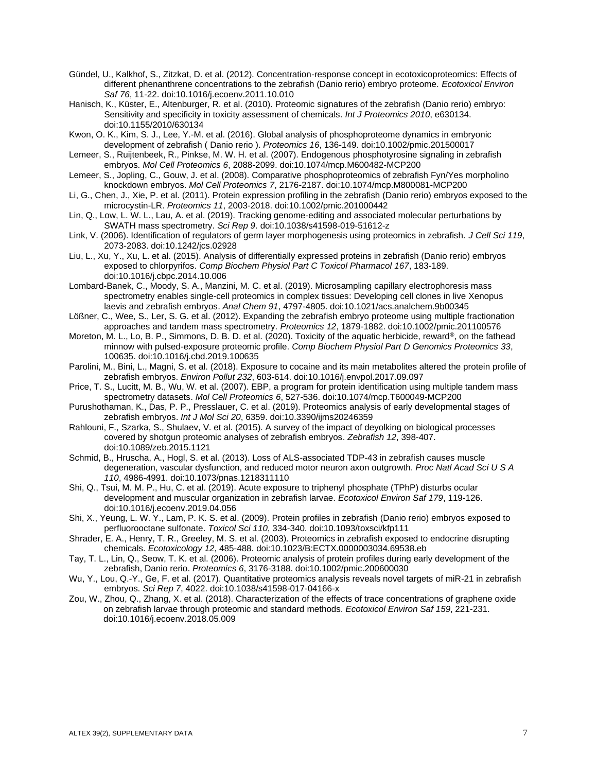Gündel, U., Kalkhof, S., Zitzkat, D. et al. (2012). Concentration-response concept in ecotoxicoproteomics: Effects of different phenanthrene concentrations to the zebrafish (Danio rerio) embryo proteome. *Ecotoxicol Environ Saf 76*, 11-22. doi:10.1016/j.ecoenv.2011.10.010

Hanisch, K., Küster, E., Altenburger, R. et al. (2010). Proteomic signatures of the zebrafish (Danio rerio) embryo: Sensitivity and specificity in toxicity assessment of chemicals. *Int J Proteomics 2010*, e630134. doi:10.1155/2010/630134

Kwon, O. K., Kim, S. J., Lee, Y.-M. et al. (2016). Global analysis of phosphoproteome dynamics in embryonic development of zebrafish ( Danio rerio ). *Proteomics 16*, 136-149. doi:10.1002/pmic.201500017

Lemeer, S., Ruijtenbeek, R., Pinkse, M. W. H. et al. (2007). Endogenous phosphotyrosine signaling in zebrafish embryos. *Mol Cell Proteomics 6*, 2088-2099. doi:10.1074/mcp.M600482-MCP200

Lemeer, S., Jopling, C., Gouw, J. et al. (2008). Comparative phosphoproteomics of zebrafish Fyn/Yes morpholino knockdown embryos. *Mol Cell Proteomics 7*, 2176-2187. doi:10.1074/mcp.M800081-MCP200

Li, G., Chen, J., Xie, P. et al. (2011). Protein expression profiling in the zebrafish (Danio rerio) embryos exposed to the microcystin-LR. *Proteomics 11*, 2003-2018. doi:10.1002/pmic.201000442

Lin, Q., Low, L. W. L., Lau, A. et al. (2019). Tracking genome-editing and associated molecular perturbations by SWATH mass spectrometry. *Sci Rep 9*. doi:10.1038/s41598-019-51612-z

Link, V. (2006). Identification of regulators of germ layer morphogenesis using proteomics in zebrafish. *J Cell Sci 119*, 2073-2083. doi:10.1242/jcs.02928

Liu, L., Xu, Y., Xu, L. et al. (2015). Analysis of differentially expressed proteins in zebrafish (Danio rerio) embryos exposed to chlorpyrifos. *Comp Biochem Physiol Part C Toxicol Pharmacol 167*, 183-189. doi:10.1016/j.cbpc.2014.10.006

Lombard-Banek, C., Moody, S. A., Manzini, M. C. et al. (2019). Microsampling capillary electrophoresis mass spectrometry enables single-cell proteomics in complex tissues: Developing cell clones in live Xenopus laevis and zebrafish embryos. *Anal Chem 91*, 4797-4805. doi:10.1021/acs.analchem.9b00345

Lößner, C., Wee, S., Ler, S. G. et al. (2012). Expanding the zebrafish embryo proteome using multiple fractionation approaches and tandem mass spectrometry. *Proteomics 12*, 1879-1882. doi:10.1002/pmic.201100576

Moreton, M. L., Lo, B. P., Simmons, D. B. D. et al. (2020). Toxicity of the aquatic herbicide, reward®, on the fathead minnow with pulsed-exposure proteomic profile. *Comp Biochem Physiol Part D Genomics Proteomics 33*, 100635. doi:10.1016/j.cbd.2019.100635

Parolini, M., Bini, L., Magni, S. et al. (2018). Exposure to cocaine and its main metabolites altered the protein profile of zebrafish embryos. *Environ Pollut 232*, 603-614. doi:10.1016/j.envpol.2017.09.097

Price, T. S., Lucitt, M. B., Wu, W. et al. (2007). EBP, a program for protein identification using multiple tandem mass spectrometry datasets. *Mol Cell Proteomics 6*, 527-536. doi:10.1074/mcp.T600049-MCP200

Purushothaman, K., Das, P. P., Presslauer, C. et al. (2019). Proteomics analysis of early developmental stages of zebrafish embryos. *Int J Mol Sci 20*, 6359. doi:10.3390/ijms20246359

Rahlouni, F., Szarka, S., Shulaev, V. et al. (2015). A survey of the impact of deyolking on biological processes covered by shotgun proteomic analyses of zebrafish embryos. *Zebrafish 12*, 398-407. doi:10.1089/zeb.2015.1121

Schmid, B., Hruscha, A., Hogl, S. et al. (2013). Loss of ALS-associated TDP-43 in zebrafish causes muscle degeneration, vascular dysfunction, and reduced motor neuron axon outgrowth. *Proc Natl Acad Sci U S A 110*, 4986-4991. doi:10.1073/pnas.1218311110

Shi, Q., Tsui, M. M. P., Hu, C. et al. (2019). Acute exposure to triphenyl phosphate (TPhP) disturbs ocular development and muscular organization in zebrafish larvae. *Ecotoxicol Environ Saf 179*, 119-126. doi:10.1016/j.ecoenv.2019.04.056

Shi, X., Yeung, L. W. Y., Lam, P. K. S. et al. (2009). Protein profiles in zebrafish (Danio rerio) embryos exposed to perfluorooctane sulfonate. *Toxicol Sci 110*, 334-340. doi:10.1093/toxsci/kfp111

Shrader, E. A., Henry, T. R., Greeley, M. S. et al. (2003). Proteomics in zebrafish exposed to endocrine disrupting chemicals. *Ecotoxicology 12*, 485-488. doi:10.1023/B:ECTX.0000003034.69538.eb

Tay, T. L., Lin, Q., Seow, T. K. et al. (2006). Proteomic analysis of protein profiles during early development of the zebrafish, Danio rerio. *Proteomics 6*, 3176-3188. doi:10.1002/pmic.200600030

Wu, Y., Lou, Q.-Y., Ge, F. et al. (2017). Quantitative proteomics analysis reveals novel targets of miR-21 in zebrafish embryos. *Sci Rep 7*, 4022. doi:10.1038/s41598-017-04166-x

Zou, W., Zhou, Q., Zhang, X. et al. (2018). Characterization of the effects of trace concentrations of graphene oxide on zebrafish larvae through proteomic and standard methods. *Ecotoxicol Environ Saf 159*, 221-231. doi:10.1016/j.ecoenv.2018.05.009